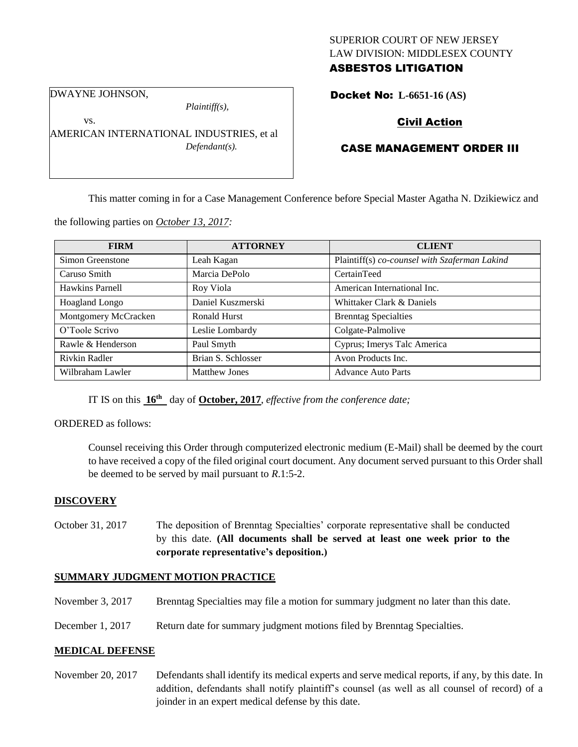SUPERIOR COURT OF NEW JERSEY
LAW DIVISION: MIDDLESEX COUNTY
**ASBESTOS LITIGATION**

DWAYNE JOHNSON,
*Plaintiff(s),*
vs.
AMERICAN INTERNATIONAL INDUSTRIES, et al
*Defendant(s).*

**Docket No: L-6651-16 (AS)**

**Civil Action**

**CASE MANAGEMENT ORDER III**

This matter coming in for a Case Management Conference before Special Master Agatha N. Dzikiewicz and the following parties on *October 13, 2017:*

| FIRM | ATTORNEY | CLIENT |
|---|---|---|
| Simon Greenstone | Leah Kagan | Plaintiff(s) *co-counsel with Szaferman Lakind* |
| Caruso Smith | Marcia DePolo | CertainTeed |
| Hawkins Parnell | Roy Viola | American International Inc. |
| Hoagland Longo | Daniel Kuszmerski | Whittaker Clark & Daniels |
| Montgomery McCracken | Ronald Hurst | Brenntag Specialties |
| O'Toole Scrivo | Leslie Lombardy | Colgate-Palmolive |
| Rawle & Henderson | Paul Smyth | Cyprus; Imerys Talc America |
| Rivkin Radler | Brian S. Schlosser | Avon Products Inc. |
| Wilbraham Lawler | Matthew Jones | Advance Auto Parts |

IT IS on this **16th** day of **October, 2017**, *effective from the conference date;*

ORDERED as follows:

Counsel receiving this Order through computerized electronic medium (E-Mail) shall be deemed by the court to have received a copy of the filed original court document. Any document served pursuant to this Order shall be deemed to be served by mail pursuant to *R*.1:5-2.

## DISCOVERY

October 31, 2017 — The deposition of Brenntag Specialties' corporate representative shall be conducted by this date. **(All documents shall be served at least one week prior to the corporate representative's deposition.)**

## SUMMARY JUDGMENT MOTION PRACTICE

November 3, 2017 — Brenntag Specialties may file a motion for summary judgment no later than this date.

December 1, 2017 — Return date for summary judgment motions filed by Brenntag Specialties.

## MEDICAL DEFENSE

November 20, 2017 — Defendants shall identify its medical experts and serve medical reports, if any, by this date. In addition, defendants shall notify plaintiff's counsel (as well as all counsel of record) of a joinder in an expert medical defense by this date.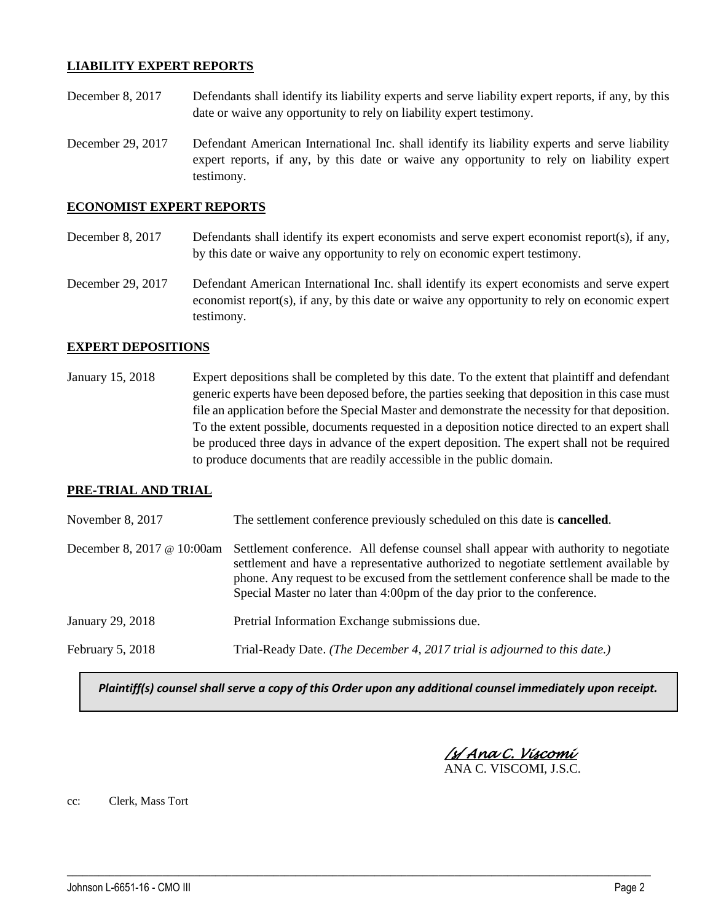## LIABILITY EXPERT REPORTS

| | |
|---|---|
| December 8, 2017 | Defendants shall identify its liability experts and serve liability expert reports, if any, by this date or waive any opportunity to rely on liability expert testimony. |
| December 29, 2017 | Defendant American International Inc. shall identify its liability experts and serve liability expert reports, if any, by this date or waive any opportunity to rely on liability expert testimony. |

## ECONOMIST EXPERT REPORTS

| | |
|---|---|
| December 8, 2017 | Defendants shall identify its expert economists and serve expert economist report(s), if any, by this date or waive any opportunity to rely on economic expert testimony. |
| December 29, 2017 | Defendant American International Inc. shall identify its expert economists and serve expert economist report(s), if any, by this date or waive any opportunity to rely on economic expert testimony. |

## EXPERT DEPOSITIONS

| | |
|---|---|
| January 15, 2018 | Expert depositions shall be completed by this date. To the extent that plaintiff and defendant generic experts have been deposed before, the parties seeking that deposition in this case must file an application before the Special Master and demonstrate the necessity for that deposition. To the extent possible, documents requested in a deposition notice directed to an expert shall be produced three days in advance of the expert deposition. The expert shall not be required to produce documents that are readily accessible in the public domain. |

## PRE-TRIAL AND TRIAL

| | |
|---|---|
| November 8, 2017 | The settlement conference previously scheduled on this date is **cancelled**. |
| December 8, 2017 @ 10:00am | Settlement conference. All defense counsel shall appear with authority to negotiate settlement and have a representative authorized to negotiate settlement available by phone. Any request to be excused from the settlement conference shall be made to the Special Master no later than 4:00pm of the day prior to the conference. |
| January 29, 2018 | Pretrial Information Exchange submissions due. |
| February 5, 2018 | Trial-Ready Date. *(The December 4, 2017 trial is adjourned to this date.)* |

***Plaintiff(s) counsel shall serve a copy of this Order upon any additional counsel immediately upon receipt.***

*/s/ Ana C. Viscomi*
ANA C. VISCOMI, J.S.C.

cc: Clerk, Mass Tort